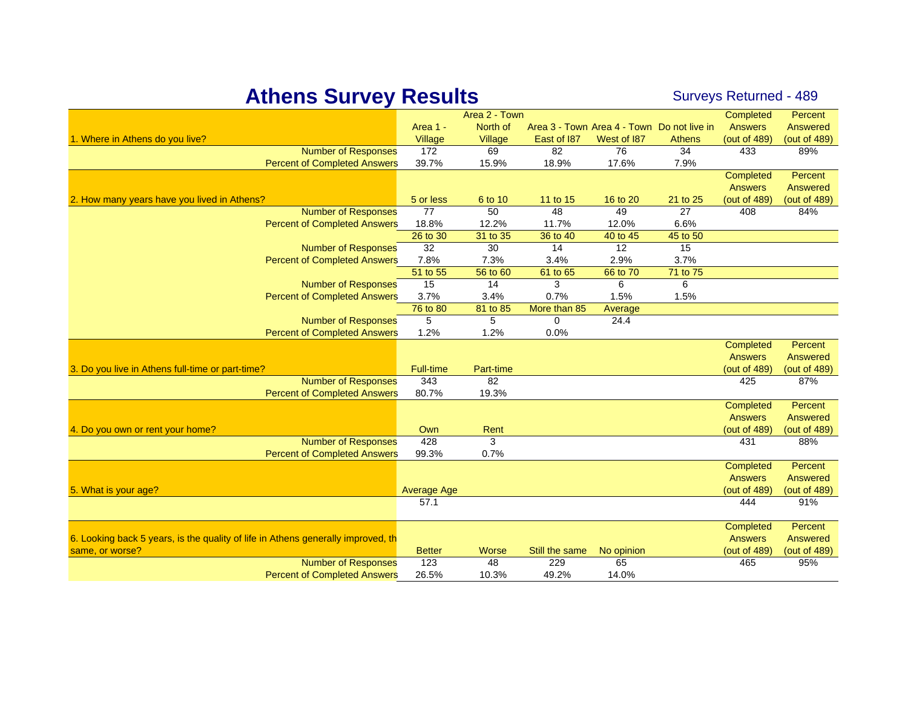# Athens Survey Results

Surveys Returned - 489

| 1. Where in Athens do you live? | Area 1 - Village | Area 2 - Town North of Village | Area 3 - Town East of I87 | Area 4 - Town West of I87 | Do not live in Athens | Completed Answers (out of 489) | Percent Answered (out of 489) |
|---|---|---|---|---|---|---|---|
| Number of Responses | 172 | 69 | 82 | 76 | 34 | 433 | 89% |
| Percent of Completed Answers | 39.7% | 15.9% | 18.9% | 17.6% | 7.9% | | |

| 2. How many years have you lived in Athens? | 5 or less | 6 to 10 | 11 to 15 | 16 to 20 | 21 to 25 | Completed Answers (out of 489) | Percent Answered (out of 489) |
|---|---|---|---|---|---|---|---|
| Number of Responses | 77 | 50 | 48 | 49 | 27 | 408 | 84% |
| Percent of Completed Answers | 18.8% | 12.2% | 11.7% | 12.0% | 6.6% | | |
| | 26 to 30 | 31 to 35 | 36 to 40 | 40 to 45 | 45 to 50 | | |
| Number of Responses | 32 | 30 | 14 | 12 | 15 | | |
| Percent of Completed Answers | 7.8% | 7.3% | 3.4% | 2.9% | 3.7% | | |
| | 51 to 55 | 56 to 60 | 61 to 65 | 66 to 70 | 71 to 75 | | |
| Number of Responses | 15 | 14 | 3 | 6 | 6 | | |
| Percent of Completed Answers | 3.7% | 3.4% | 0.7% | 1.5% | 1.5% | | |
| | 76 to 80 | 81 to 85 | More than 85 | Average | | | |
| Number of Responses | 5 | 5 | 0 | 24.4 | | | |
| Percent of Completed Answers | 1.2% | 1.2% | 0.0% | | | | |

| 3. Do you live in Athens full-time or part-time? | Full-time | Part-time | Completed Answers (out of 489) | Percent Answered (out of 489) |
|---|---|---|---|---|
| Number of Responses | 343 | 82 | 425 | 87% |
| Percent of Completed Answers | 80.7% | 19.3% | | |

| 4. Do you own or rent your home? | Own | Rent | Completed Answers (out of 489) | Percent Answered (out of 489) |
|---|---|---|---|---|
| Number of Responses | 428 | 3 | 431 | 88% |
| Percent of Completed Answers | 99.3% | 0.7% | | |

| 5. What is your age? | Average Age | Completed Answers (out of 489) | Percent Answered (out of 489) |
|---|---|---|---|
| | 57.1 | 444 | 91% |

| 6. Looking back 5 years, is the quality of life in Athens generally improved, th same, or worse? | Better | Worse | Still the same | No opinion | Completed Answers (out of 489) | Percent Answered (out of 489) |
|---|---|---|---|---|---|---|
| Number of Responses | 123 | 48 | 229 | 65 | 465 | 95% |
| Percent of Completed Answers | 26.5% | 10.3% | 49.2% | 14.0% | | |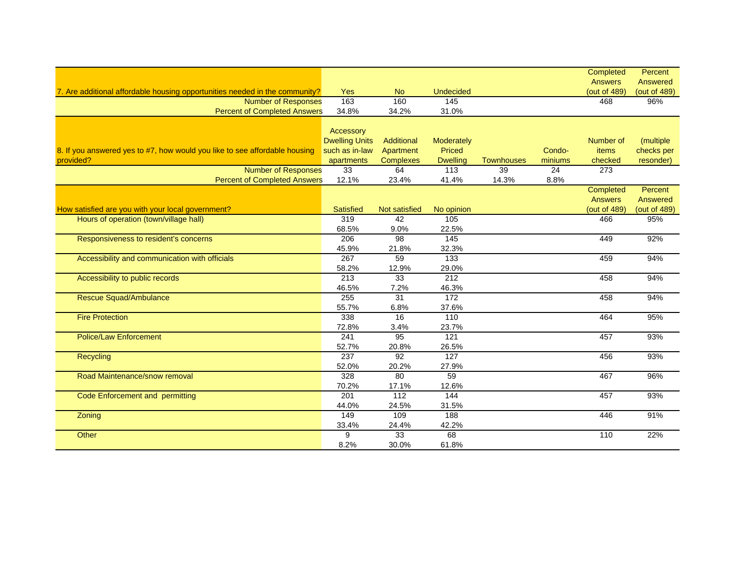| 7. Are additional affordable housing opportunities needed in the community? | Yes | No | Undecided | | | Completed Answers (out of 489) | Percent Answered (out of 489) |
|---|---|---|---|---|---|---|---|
| Number of Responses | 163 | 160 | 145 | | | 468 | 96% |
| Percent of Completed Answers | 34.8% | 34.2% | 31.0% | | | | |

| 8. If you answered yes to #7, how would you like to see affordable housing provided? | Accessory Dwelling Units such as in-law apartments | Additional Apartment Complexes | Moderately Priced Dwelling | Townhouses | Condo-miniums | Number of items checked | (multiple checks per resonder) |
|---|---|---|---|---|---|---|---|
| Number of Responses | 33 | 64 | 113 | 39 | 24 | 273 | |
| Percent of Completed Answers | 12.1% | 23.4% | 41.4% | 14.3% | 8.8% | | |

| How satisfied are you with your local government? | Satisfied | Not satisfied | No opinion | | | Completed Answers (out of 489) | Percent Answered (out of 489) |
|---|---|---|---|---|---|---|---|
| Hours of operation (town/village hall) | 319 | 42 | 105 | | | 466 | 95% |
| | 68.5% | 9.0% | 22.5% | | | | |
| Responsiveness to resident's concerns | 206 | 98 | 145 | | | 449 | 92% |
| | 45.9% | 21.8% | 32.3% | | | | |
| Accessibility and communication with officials | 267 | 59 | 133 | | | 459 | 94% |
| | 58.2% | 12.9% | 29.0% | | | | |
| Accessibility to public records | 213 | 33 | 212 | | | 458 | 94% |
| | 46.5% | 7.2% | 46.3% | | | | |
| Rescue Squad/Ambulance | 255 | 31 | 172 | | | 458 | 94% |
| | 55.7% | 6.8% | 37.6% | | | | |
| Fire Protection | 338 | 16 | 110 | | | 464 | 95% |
| | 72.8% | 3.4% | 23.7% | | | | |
| Police/Law Enforcement | 241 | 95 | 121 | | | 457 | 93% |
| | 52.7% | 20.8% | 26.5% | | | | |
| Recycling | 237 | 92 | 127 | | | 456 | 93% |
| | 52.0% | 20.2% | 27.9% | | | | |
| Road Maintenance/snow removal | 328 | 80 | 59 | | | 467 | 96% |
| | 70.2% | 17.1% | 12.6% | | | | |
| Code Enforcement and permitting | 201 | 112 | 144 | | | 457 | 93% |
| | 44.0% | 24.5% | 31.5% | | | | |
| Zoning | 149 | 109 | 188 | | | 446 | 91% |
| | 33.4% | 24.4% | 42.2% | | | | |
| Other | 9 | 33 | 68 | | | 110 | 22% |
| | 8.2% | 30.0% | 61.8% | | | | |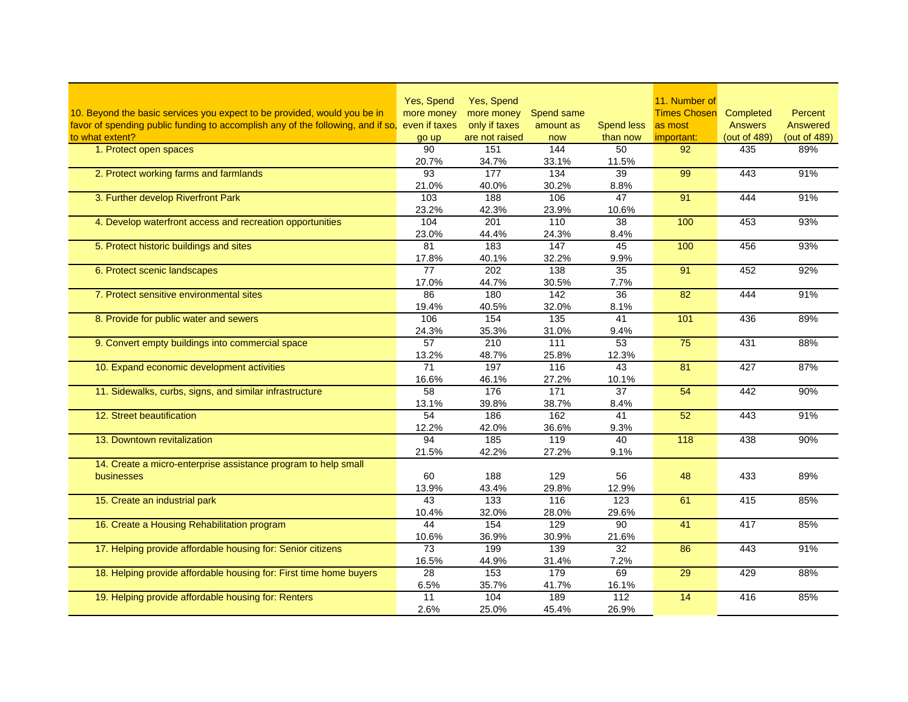| 10. Beyond the basic services you expect to be provided, would you be in favor of spending public funding to accomplish any of the following, and if so, to what extent? | Yes, Spend more money even if taxes go up | Yes, Spend more money only if taxes are not raised | Spend same amount as now | Spend less than now | 11. Number of Times Chosen as most important: | Completed Answers (out of 489) | Percent Answered (out of 489) |
|---|---|---|---|---|---|---|---|
| 1. Protect open spaces | 90 | 151 | 144 | 50 | 92 | 435 | 89% |
| | 20.7% | 34.7% | 33.1% | 11.5% | | | |
| 2. Protect working farms and farmlands | 93 | 177 | 134 | 39 | 99 | 443 | 91% |
| | 21.0% | 40.0% | 30.2% | 8.8% | | | |
| 3. Further develop Riverfront Park | 103 | 188 | 106 | 47 | 91 | 444 | 91% |
| | 23.2% | 42.3% | 23.9% | 10.6% | | | |
| 4. Develop waterfront access and recreation opportunities | 104 | 201 | 110 | 38 | 100 | 453 | 93% |
| | 23.0% | 44.4% | 24.3% | 8.4% | | | |
| 5. Protect historic buildings and sites | 81 | 183 | 147 | 45 | 100 | 456 | 93% |
| | 17.8% | 40.1% | 32.2% | 9.9% | | | |
| 6. Protect scenic landscapes | 77 | 202 | 138 | 35 | 91 | 452 | 92% |
| | 17.0% | 44.7% | 30.5% | 7.7% | | | |
| 7. Protect sensitive environmental sites | 86 | 180 | 142 | 36 | 82 | 444 | 91% |
| | 19.4% | 40.5% | 32.0% | 8.1% | | | |
| 8. Provide for public water and sewers | 106 | 154 | 135 | 41 | 101 | 436 | 89% |
| | 24.3% | 35.3% | 31.0% | 9.4% | | | |
| 9. Convert empty buildings into commercial space | 57 | 210 | 111 | 53 | 75 | 431 | 88% |
| | 13.2% | 48.7% | 25.8% | 12.3% | | | |
| 10. Expand economic development activities | 71 | 197 | 116 | 43 | 81 | 427 | 87% |
| | 16.6% | 46.1% | 27.2% | 10.1% | | | |
| 11. Sidewalks, curbs, signs, and similar infrastructure | 58 | 176 | 171 | 37 | 54 | 442 | 90% |
| | 13.1% | 39.8% | 38.7% | 8.4% | | | |
| 12. Street beautification | 54 | 186 | 162 | 41 | 52 | 443 | 91% |
| | 12.2% | 42.0% | 36.6% | 9.3% | | | |
| 13. Downtown revitalization | 94 | 185 | 119 | 40 | 118 | 438 | 90% |
| | 21.5% | 42.2% | 27.2% | 9.1% | | | |
| 14. Create a micro-enterprise assistance program to help small businesses | 60 | 188 | 129 | 56 | 48 | 433 | 89% |
| | 13.9% | 43.4% | 29.8% | 12.9% | | | |
| 15. Create an industrial park | 43 | 133 | 116 | 123 | 61 | 415 | 85% |
| | 10.4% | 32.0% | 28.0% | 29.6% | | | |
| 16. Create a Housing Rehabilitation program | 44 | 154 | 129 | 90 | 41 | 417 | 85% |
| | 10.6% | 36.9% | 30.9% | 21.6% | | | |
| 17. Helping provide affordable housing for: Senior citizens | 73 | 199 | 139 | 32 | 86 | 443 | 91% |
| | 16.5% | 44.9% | 31.4% | 7.2% | | | |
| 18. Helping provide affordable housing for: First time home buyers | 28 | 153 | 179 | 69 | 29 | 429 | 88% |
| | 6.5% | 35.7% | 41.7% | 16.1% | | | |
| 19. Helping provide affordable housing for: Renters | 11 | 104 | 189 | 112 | 14 | 416 | 85% |
| | 2.6% | 25.0% | 45.4% | 26.9% | | | |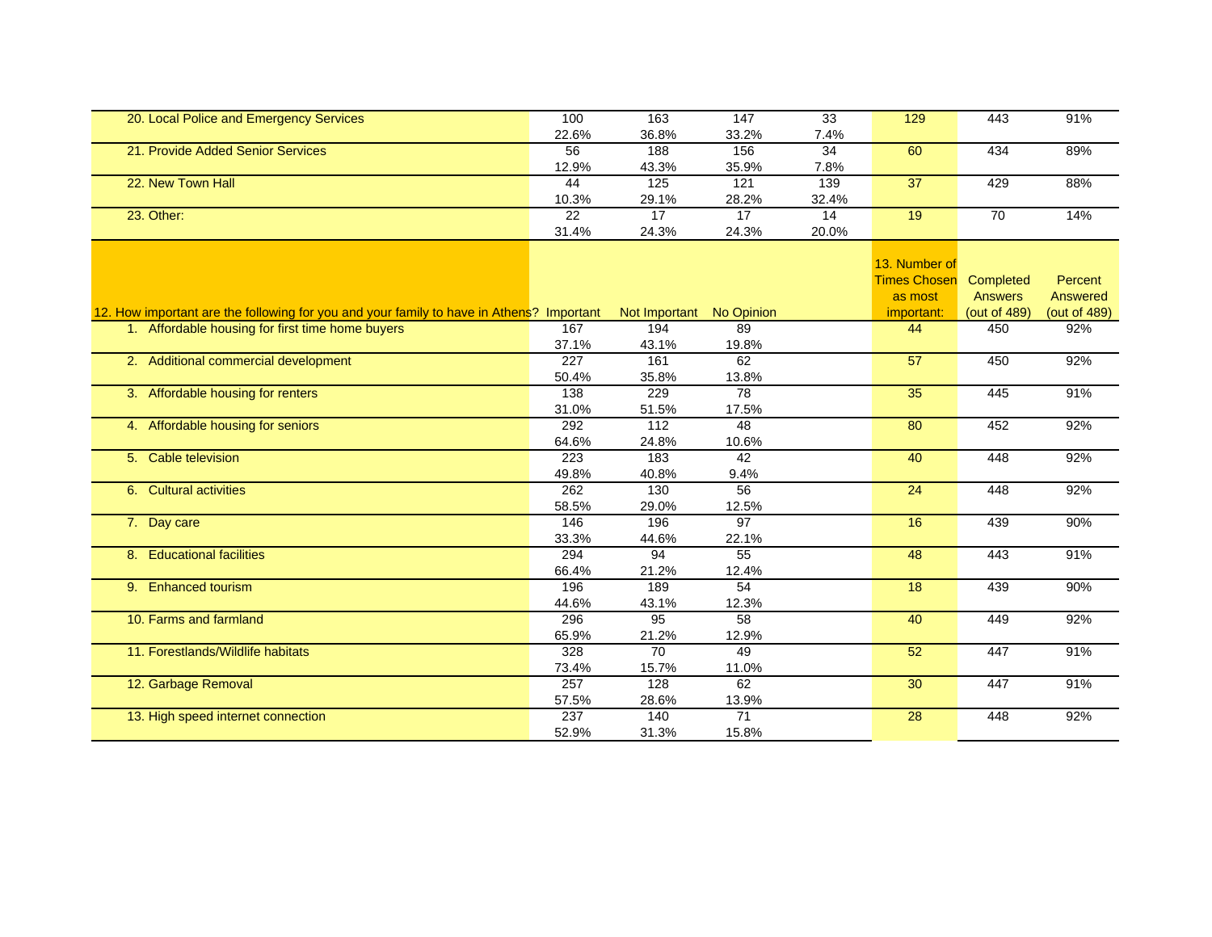| | | | | | | | |
|---|---|---|---|---|---|---|---|
| 20. Local Police and Emergency Services | 100<br>22.6% | 163<br>36.8% | 147<br>33.2% | 33<br>7.4% | 129 | 443 | 91% |
| 21. Provide Added Senior Services | 56<br>12.9% | 188<br>43.3% | 156<br>35.9% | 34<br>7.8% | 60 | 434 | 89% |
| 22. New Town Hall | 44<br>10.3% | 125<br>29.1% | 121<br>28.2% | 139<br>32.4% | 37 | 429 | 88% |
| 23. Other: | 22<br>31.4% | 17<br>24.3% | 17<br>24.3% | 14<br>20.0% | 19 | 70 | 14% |

| 12. How important are the following for you and your family to have in Athens? | Important | Not Important | No Opinion | | 13. Number of Times Chosen as most important: | Completed Answers (out of 489) | Percent Answered (out of 489) |
|---|---|---|---|---|---|---|---|
| 1. Affordable housing for first time home buyers | 167<br>37.1% | 194<br>43.1% | 89<br>19.8% | | 44 | 450 | 92% |
| 2. Additional commercial development | 227<br>50.4% | 161<br>35.8% | 62<br>13.8% | | 57 | 450 | 92% |
| 3. Affordable housing for renters | 138<br>31.0% | 229<br>51.5% | 78<br>17.5% | | 35 | 445 | 91% |
| 4. Affordable housing for seniors | 292<br>64.6% | 112<br>24.8% | 48<br>10.6% | | 80 | 452 | 92% |
| 5. Cable television | 223<br>49.8% | 183<br>40.8% | 42<br>9.4% | | 40 | 448 | 92% |
| 6. Cultural activities | 262<br>58.5% | 130<br>29.0% | 56<br>12.5% | | 24 | 448 | 92% |
| 7. Day care | 146<br>33.3% | 196<br>44.6% | 97<br>22.1% | | 16 | 439 | 90% |
| 8. Educational facilities | 294<br>66.4% | 94<br>21.2% | 55<br>12.4% | | 48 | 443 | 91% |
| 9. Enhanced tourism | 196<br>44.6% | 189<br>43.1% | 54<br>12.3% | | 18 | 439 | 90% |
| 10. Farms and farmland | 296<br>65.9% | 95<br>21.2% | 58<br>12.9% | | 40 | 449 | 92% |
| 11. Forestlands/Wildlife habitats | 328<br>73.4% | 70<br>15.7% | 49<br>11.0% | | 52 | 447 | 91% |
| 12. Garbage Removal | 257<br>57.5% | 128<br>28.6% | 62<br>13.9% | | 30 | 447 | 91% |
| 13. High speed internet connection | 237<br>52.9% | 140<br>31.3% | 71<br>15.8% | | 28 | 448 | 92% |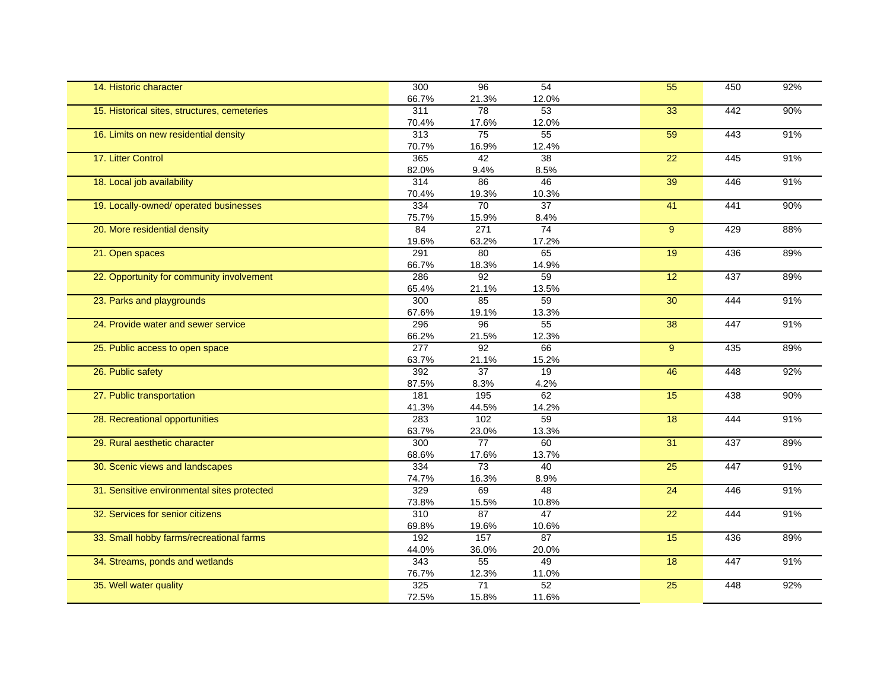| | | | | | | | |
|---|---|---|---|---|---|---|---|
| 14. Historic character | 300<br>66.7% | 96<br>21.3% | 54<br>12.0% | | 55 | 450 | 92% |
| 15. Historical sites, structures, cemeteries | 311<br>70.4% | 78<br>17.6% | 53<br>12.0% | | 33 | 442 | 90% |
| 16. Limits on new residential density | 313<br>70.7% | 75<br>16.9% | 55<br>12.4% | | 59 | 443 | 91% |
| 17. Litter Control | 365<br>82.0% | 42<br>9.4% | 38<br>8.5% | | 22 | 445 | 91% |
| 18. Local job availability | 314<br>70.4% | 86<br>19.3% | 46<br>10.3% | | 39 | 446 | 91% |
| 19. Locally-owned/ operated businesses | 334<br>75.7% | 70<br>15.9% | 37<br>8.4% | | 41 | 441 | 90% |
| 20. More residential density | 84<br>19.6% | 271<br>63.2% | 74<br>17.2% | | 9 | 429 | 88% |
| 21. Open spaces | 291<br>66.7% | 80<br>18.3% | 65<br>14.9% | | 19 | 436 | 89% |
| 22. Opportunity for community involvement | 286<br>65.4% | 92<br>21.1% | 59<br>13.5% | | 12 | 437 | 89% |
| 23. Parks and playgrounds | 300<br>67.6% | 85<br>19.1% | 59<br>13.3% | | 30 | 444 | 91% |
| 24. Provide water and sewer service | 296<br>66.2% | 96<br>21.5% | 55<br>12.3% | | 38 | 447 | 91% |
| 25. Public access to open space | 277<br>63.7% | 92<br>21.1% | 66<br>15.2% | | 9 | 435 | 89% |
| 26. Public safety | 392<br>87.5% | 37<br>8.3% | 19<br>4.2% | | 46 | 448 | 92% |
| 27. Public transportation | 181<br>41.3% | 195<br>44.5% | 62<br>14.2% | | 15 | 438 | 90% |
| 28. Recreational opportunities | 283<br>63.7% | 102<br>23.0% | 59<br>13.3% | | 18 | 444 | 91% |
| 29. Rural aesthetic character | 300<br>68.6% | 77<br>17.6% | 60<br>13.7% | | 31 | 437 | 89% |
| 30. Scenic views and landscapes | 334<br>74.7% | 73<br>16.3% | 40<br>8.9% | | 25 | 447 | 91% |
| 31. Sensitive environmental sites protected | 329<br>73.8% | 69<br>15.5% | 48<br>10.8% | | 24 | 446 | 91% |
| 32. Services for senior citizens | 310<br>69.8% | 87<br>19.6% | 47<br>10.6% | | 22 | 444 | 91% |
| 33. Small hobby farms/recreational farms | 192<br>44.0% | 157<br>36.0% | 87<br>20.0% | | 15 | 436 | 89% |
| 34. Streams, ponds and wetlands | 343<br>76.7% | 55<br>12.3% | 49<br>11.0% | | 18 | 447 | 91% |
| 35. Well water quality | 325<br>72.5% | 71<br>15.8% | 52<br>11.6% | | 25 | 448 | 92% |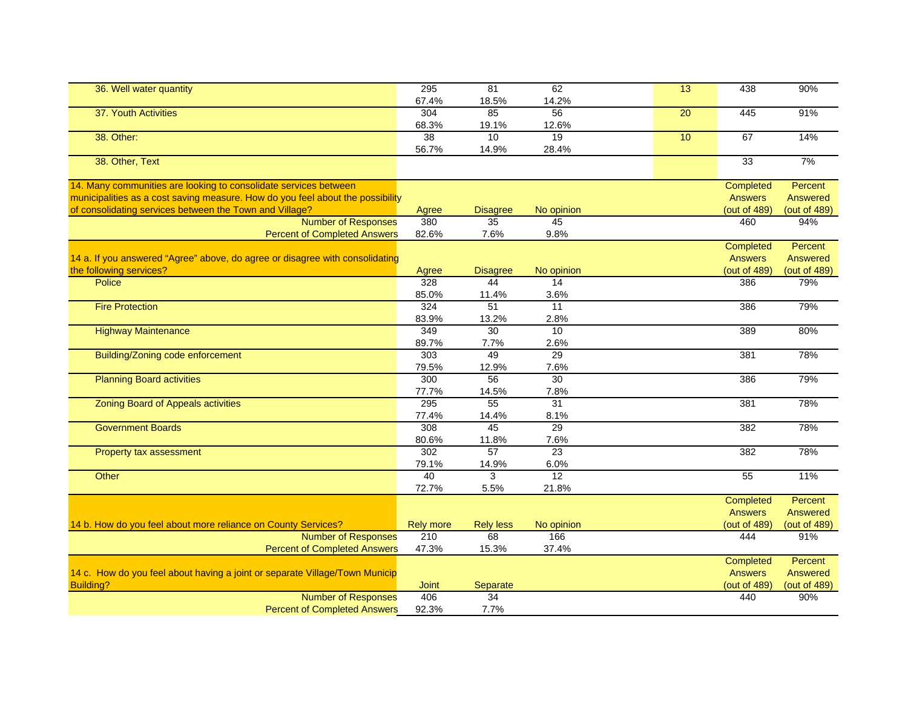| | | | | | | |
|---|---|---|---|---|---|---|
| 36. Well water quantity | 295<br>67.4% | 81<br>18.5% | 62<br>14.2% | 13 | 438 | 90% |
| 37. Youth Activities | 304<br>68.3% | 85<br>19.1% | 56<br>12.6% | 20 | 445 | 91% |
| 38. Other: | 38<br>56.7% | 10<br>14.9% | 19<br>28.4% | 10 | 67 | 14% |
| 38. Other, Text | | | | | 33 | 7% |

| 14. Many communities are looking to consolidate services between municipalities as a cost saving measure. How do you feel about the possibility of consolidating services between the Town and Village? | Agree | Disagree | No opinion | Completed Answers (out of 489) | Percent Answered (out of 489) |
|---|---|---|---|---|---|
| Number of Responses | 380 | 35 | 45 | 460 | 94% |
| Percent of Completed Answers | 82.6% | 7.6% | 9.8% | | |

| 14 a. If you answered "Agree" above, do agree or disagree with consolidating the following services? | Agree | Disagree | No opinion | Completed Answers (out of 489) | Percent Answered (out of 489) |
|---|---|---|---|---|---|
| Police | 328<br>85.0% | 44<br>11.4% | 14<br>3.6% | 386 | 79% |
| Fire Protection | 324<br>83.9% | 51<br>13.2% | 11<br>2.8% | 386 | 79% |
| Highway Maintenance | 349<br>89.7% | 30<br>7.7% | 10<br>2.6% | 389 | 80% |
| Building/Zoning code enforcement | 303<br>79.5% | 49<br>12.9% | 29<br>7.6% | 381 | 78% |
| Planning Board activities | 300<br>77.7% | 56<br>14.5% | 30<br>7.8% | 386 | 79% |
| Zoning Board of Appeals activities | 295<br>77.4% | 55<br>14.4% | 31<br>8.1% | 381 | 78% |
| Government Boards | 308<br>80.6% | 45<br>11.8% | 29<br>7.6% | 382 | 78% |
| Property tax assessment | 302<br>79.1% | 57<br>14.9% | 23<br>6.0% | 382 | 78% |
| Other | 40<br>72.7% | 3<br>5.5% | 12<br>21.8% | 55 | 11% |

| 14 b. How do you feel about more reliance on County Services? | Rely more | Rely less | No opinion | Completed Answers (out of 489) | Percent Answered (out of 489) |
|---|---|---|---|---|---|
| Number of Responses | 210 | 68 | 166 | 444 | 91% |
| Percent of Completed Answers | 47.3% | 15.3% | 37.4% | | |

| 14 c. How do you feel about having a joint or separate Village/Town Municip Building? | Joint | Separate | Completed Answers (out of 489) | Percent Answered (out of 489) |
|---|---|---|---|---|
| Number of Responses | 406 | 34 | 440 | 90% |
| Percent of Completed Answers | 92.3% | 7.7% | | |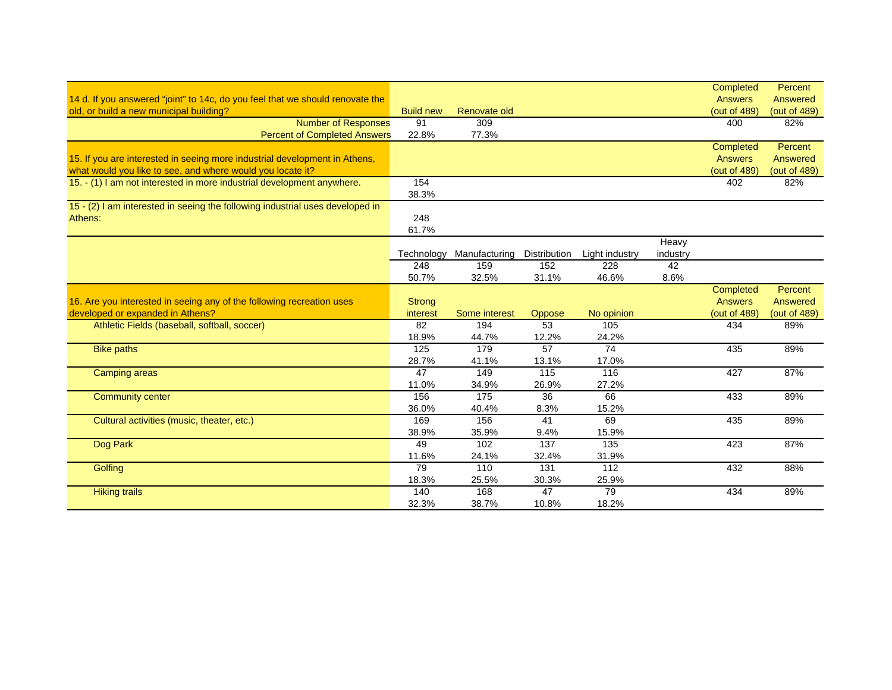| 14 d. If you answered "joint" to 14c, do you feel that we should renovate the old, or build a new municipal building? | Build new | Renovate old | | | | Completed Answers (out of 489) | Percent Answered (out of 489) |
|---|---|---|---|---|---|---|---|
| Number of Responses | 91 | 309 | | | | 400 | 82% |
| Percent of Completed Answers | 22.8% | 77.3% | | | | | |

| 15. If you are interested in seeing more industrial development in Athens, what would you like to see, and where would you locate it? | | | | | | Completed Answers (out of 489) | Percent Answered (out of 489) |
|---|---|---|---|---|---|---|---|
| 15. - (1) I am not interested in more industrial development anywhere. | 154<br>38.3% | | | | | 402 | 82% |
| 15 - (2) I am interested in seeing the following industrial uses developed in Athens: | 248<br>61.7% | | | | | | |
| | Technology | Manufacturing | Distribution | Light industry | Heavy industry | | |
| | 248<br>50.7% | 159<br>32.5% | 152<br>31.1% | 228<br>46.6% | 42<br>8.6% | | |

| 16. Are you interested in seeing any of the following recreation uses developed or expanded in Athens? | Strong interest | Some interest | Oppose | No opinion | Completed Answers (out of 489) | Percent Answered (out of 489) |
|---|---|---|---|---|---|---|
| Athletic Fields (baseball, softball, soccer) | 82<br>18.9% | 194<br>44.7% | 53<br>12.2% | 105<br>24.2% | 434 | 89% |
| Bike paths | 125<br>28.7% | 179<br>41.1% | 57<br>13.1% | 74<br>17.0% | 435 | 89% |
| Camping areas | 47<br>11.0% | 149<br>34.9% | 115<br>26.9% | 116<br>27.2% | 427 | 87% |
| Community center | 156<br>36.0% | 175<br>40.4% | 36<br>8.3% | 66<br>15.2% | 433 | 89% |
| Cultural activities (music, theater, etc.) | 169<br>38.9% | 156<br>35.9% | 41<br>9.4% | 69<br>15.9% | 435 | 89% |
| Dog Park | 49<br>11.6% | 102<br>24.1% | 137<br>32.4% | 135<br>31.9% | 423 | 87% |
| Golfing | 79<br>18.3% | 110<br>25.5% | 131<br>30.3% | 112<br>25.9% | 432 | 88% |
| Hiking trails | 140<br>32.3% | 168<br>38.7% | 47<br>10.8% | 79<br>18.2% | 434 | 89% |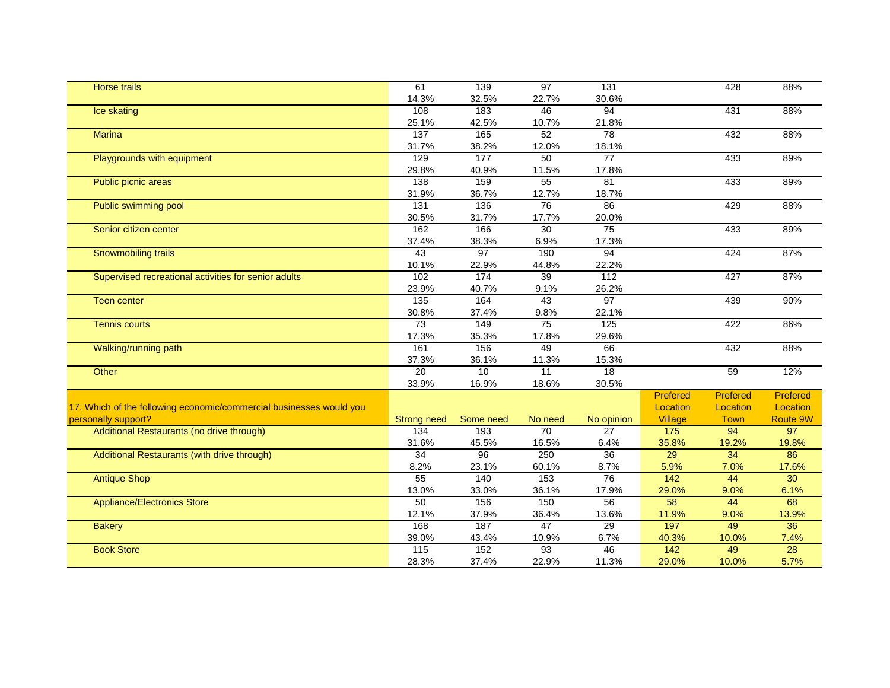| | | | | | | | |
|---|---|---|---|---|---|---|---|
| Horse trails | 61 | 139 | 97 | 131 | | 428 | 88% |
| | 14.3% | 32.5% | 22.7% | 30.6% | | | |
| Ice skating | 108 | 183 | 46 | 94 | | 431 | 88% |
| | 25.1% | 42.5% | 10.7% | 21.8% | | | |
| Marina | 137 | 165 | 52 | 78 | | 432 | 88% |
| | 31.7% | 38.2% | 12.0% | 18.1% | | | |
| Playgrounds with equipment | 129 | 177 | 50 | 77 | | 433 | 89% |
| | 29.8% | 40.9% | 11.5% | 17.8% | | | |
| Public picnic areas | 138 | 159 | 55 | 81 | | 433 | 89% |
| | 31.9% | 36.7% | 12.7% | 18.7% | | | |
| Public swimming pool | 131 | 136 | 76 | 86 | | 429 | 88% |
| | 30.5% | 31.7% | 17.7% | 20.0% | | | |
| Senior citizen center | 162 | 166 | 30 | 75 | | 433 | 89% |
| | 37.4% | 38.3% | 6.9% | 17.3% | | | |
| Snowmobiling trails | 43 | 97 | 190 | 94 | | 424 | 87% |
| | 10.1% | 22.9% | 44.8% | 22.2% | | | |
| Supervised recreational activities for senior adults | 102 | 174 | 39 | 112 | | 427 | 87% |
| | 23.9% | 40.7% | 9.1% | 26.2% | | | |
| Teen center | 135 | 164 | 43 | 97 | | 439 | 90% |
| | 30.8% | 37.4% | 9.8% | 22.1% | | | |
| Tennis courts | 73 | 149 | 75 | 125 | | 422 | 86% |
| | 17.3% | 35.3% | 17.8% | 29.6% | | | |
| Walking/running path | 161 | 156 | 49 | 66 | | 432 | 88% |
| | 37.3% | 36.1% | 11.3% | 15.3% | | | |
| Other | 20 | 10 | 11 | 18 | | 59 | 12% |
| | 33.9% | 16.9% | 18.6% | 30.5% | | | |

| 17. Which of the following economic/commercial businesses would you personally support? | Strong need | Some need | No need | No opinion | Prefered Location Village | Prefered Location Town | Prefered Location Route 9W |
|---|---|---|---|---|---|---|---|
| Additional Restaurants (no drive through) | 134 | 193 | 70 | 27 | 175 | 94 | 97 |
| | 31.6% | 45.5% | 16.5% | 6.4% | 35.8% | 19.2% | 19.8% |
| Additional Restaurants (with drive through) | 34 | 96 | 250 | 36 | 29 | 34 | 86 |
| | 8.2% | 23.1% | 60.1% | 8.7% | 5.9% | 7.0% | 17.6% |
| Antique Shop | 55 | 140 | 153 | 76 | 142 | 44 | 30 |
| | 13.0% | 33.0% | 36.1% | 17.9% | 29.0% | 9.0% | 6.1% |
| Appliance/Electronics Store | 50 | 156 | 150 | 56 | 58 | 44 | 68 |
| | 12.1% | 37.9% | 36.4% | 13.6% | 11.9% | 9.0% | 13.9% |
| Bakery | 168 | 187 | 47 | 29 | 197 | 49 | 36 |
| | 39.0% | 43.4% | 10.9% | 6.7% | 40.3% | 10.0% | 7.4% |
| Book Store | 115 | 152 | 93 | 46 | 142 | 49 | 28 |
| | 28.3% | 37.4% | 22.9% | 11.3% | 29.0% | 10.0% | 5.7% |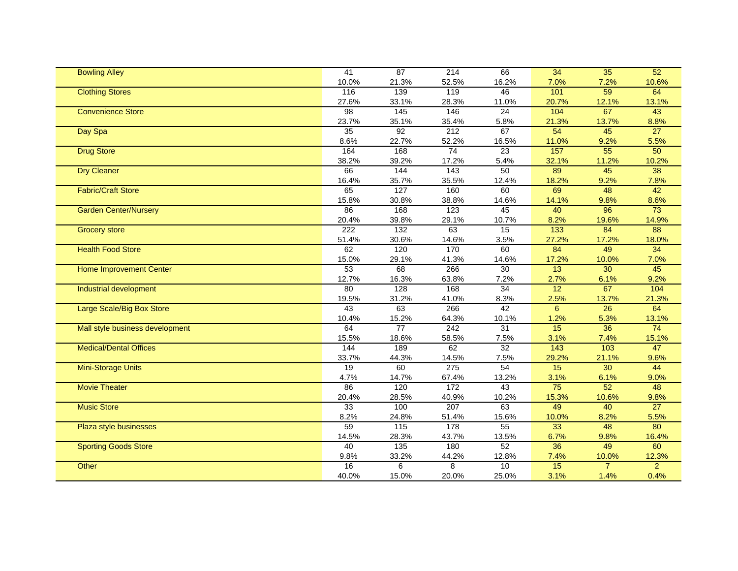| | | | | | | | |
|---|---|---|---|---|---|---|---|
| Bowling Alley | 41 | 87 | 214 | 66 | 34 | 35 | 52 |
| | 10.0% | 21.3% | 52.5% | 16.2% | 7.0% | 7.2% | 10.6% |
| Clothing Stores | 116 | 139 | 119 | 46 | 101 | 59 | 64 |
| | 27.6% | 33.1% | 28.3% | 11.0% | 20.7% | 12.1% | 13.1% |
| Convenience Store | 98 | 145 | 146 | 24 | 104 | 67 | 43 |
| | 23.7% | 35.1% | 35.4% | 5.8% | 21.3% | 13.7% | 8.8% |
| Day Spa | 35 | 92 | 212 | 67 | 54 | 45 | 27 |
| | 8.6% | 22.7% | 52.2% | 16.5% | 11.0% | 9.2% | 5.5% |
| Drug Store | 164 | 168 | 74 | 23 | 157 | 55 | 50 |
| | 38.2% | 39.2% | 17.2% | 5.4% | 32.1% | 11.2% | 10.2% |
| Dry Cleaner | 66 | 144 | 143 | 50 | 89 | 45 | 38 |
| | 16.4% | 35.7% | 35.5% | 12.4% | 18.2% | 9.2% | 7.8% |
| Fabric/Craft Store | 65 | 127 | 160 | 60 | 69 | 48 | 42 |
| | 15.8% | 30.8% | 38.8% | 14.6% | 14.1% | 9.8% | 8.6% |
| Garden Center/Nursery | 86 | 168 | 123 | 45 | 40 | 96 | 73 |
| | 20.4% | 39.8% | 29.1% | 10.7% | 8.2% | 19.6% | 14.9% |
| Grocery store | 222 | 132 | 63 | 15 | 133 | 84 | 88 |
| | 51.4% | 30.6% | 14.6% | 3.5% | 27.2% | 17.2% | 18.0% |
| Health Food Store | 62 | 120 | 170 | 60 | 84 | 49 | 34 |
| | 15.0% | 29.1% | 41.3% | 14.6% | 17.2% | 10.0% | 7.0% |
| Home Improvement Center | 53 | 68 | 266 | 30 | 13 | 30 | 45 |
| | 12.7% | 16.3% | 63.8% | 7.2% | 2.7% | 6.1% | 9.2% |
| Industrial development | 80 | 128 | 168 | 34 | 12 | 67 | 104 |
| | 19.5% | 31.2% | 41.0% | 8.3% | 2.5% | 13.7% | 21.3% |
| Large Scale/Big Box Store | 43 | 63 | 266 | 42 | 6 | 26 | 64 |
| | 10.4% | 15.2% | 64.3% | 10.1% | 1.2% | 5.3% | 13.1% |
| Mall style business development | 64 | 77 | 242 | 31 | 15 | 36 | 74 |
| | 15.5% | 18.6% | 58.5% | 7.5% | 3.1% | 7.4% | 15.1% |
| Medical/Dental Offices | 144 | 189 | 62 | 32 | 143 | 103 | 47 |
| | 33.7% | 44.3% | 14.5% | 7.5% | 29.2% | 21.1% | 9.6% |
| Mini-Storage Units | 19 | 60 | 275 | 54 | 15 | 30 | 44 |
| | 4.7% | 14.7% | 67.4% | 13.2% | 3.1% | 6.1% | 9.0% |
| Movie Theater | 86 | 120 | 172 | 43 | 75 | 52 | 48 |
| | 20.4% | 28.5% | 40.9% | 10.2% | 15.3% | 10.6% | 9.8% |
| Music Store | 33 | 100 | 207 | 63 | 49 | 40 | 27 |
| | 8.2% | 24.8% | 51.4% | 15.6% | 10.0% | 8.2% | 5.5% |
| Plaza style businesses | 59 | 115 | 178 | 55 | 33 | 48 | 80 |
| | 14.5% | 28.3% | 43.7% | 13.5% | 6.7% | 9.8% | 16.4% |
| Sporting Goods Store | 40 | 135 | 180 | 52 | 36 | 49 | 60 |
| | 9.8% | 33.2% | 44.2% | 12.8% | 7.4% | 10.0% | 12.3% |
| Other | 16 | 6 | 8 | 10 | 15 | 7 | 2 |
| | 40.0% | 15.0% | 20.0% | 25.0% | 3.1% | 1.4% | 0.4% |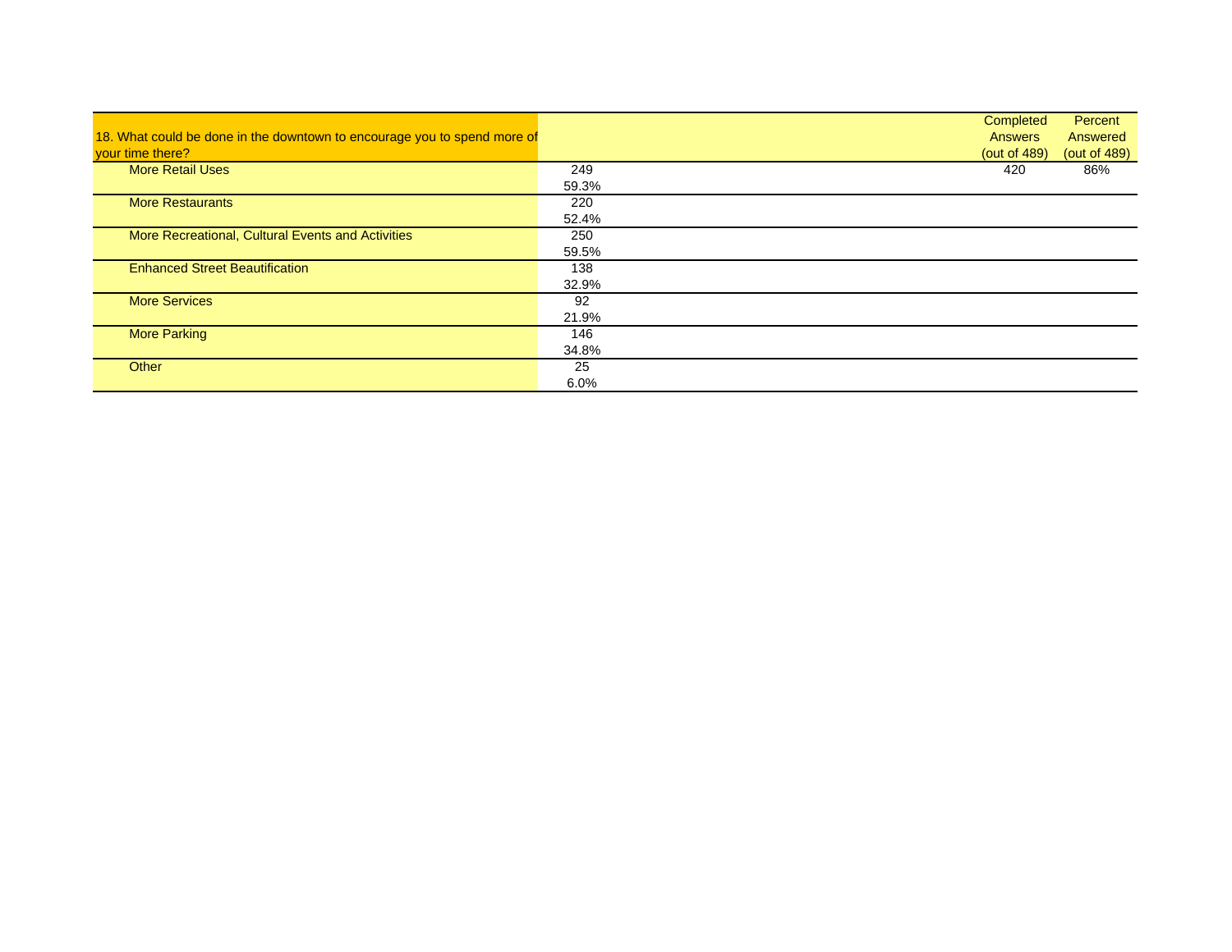| 18. What could be done in the downtown to encourage you to spend more of your time there? | | Completed Answers (out of 489) | Percent Answered (out of 489) |
|---|---|---|---|
| More Retail Uses | 249<br>59.3% | 420 | 86% |
| More Restaurants | 220<br>52.4% | | |
| More Recreational, Cultural Events and Activities | 250<br>59.5% | | |
| Enhanced Street Beautification | 138<br>32.9% | | |
| More Services | 92<br>21.9% | | |
| More Parking | 146<br>34.8% | | |
| Other | 25<br>6.0% | | |